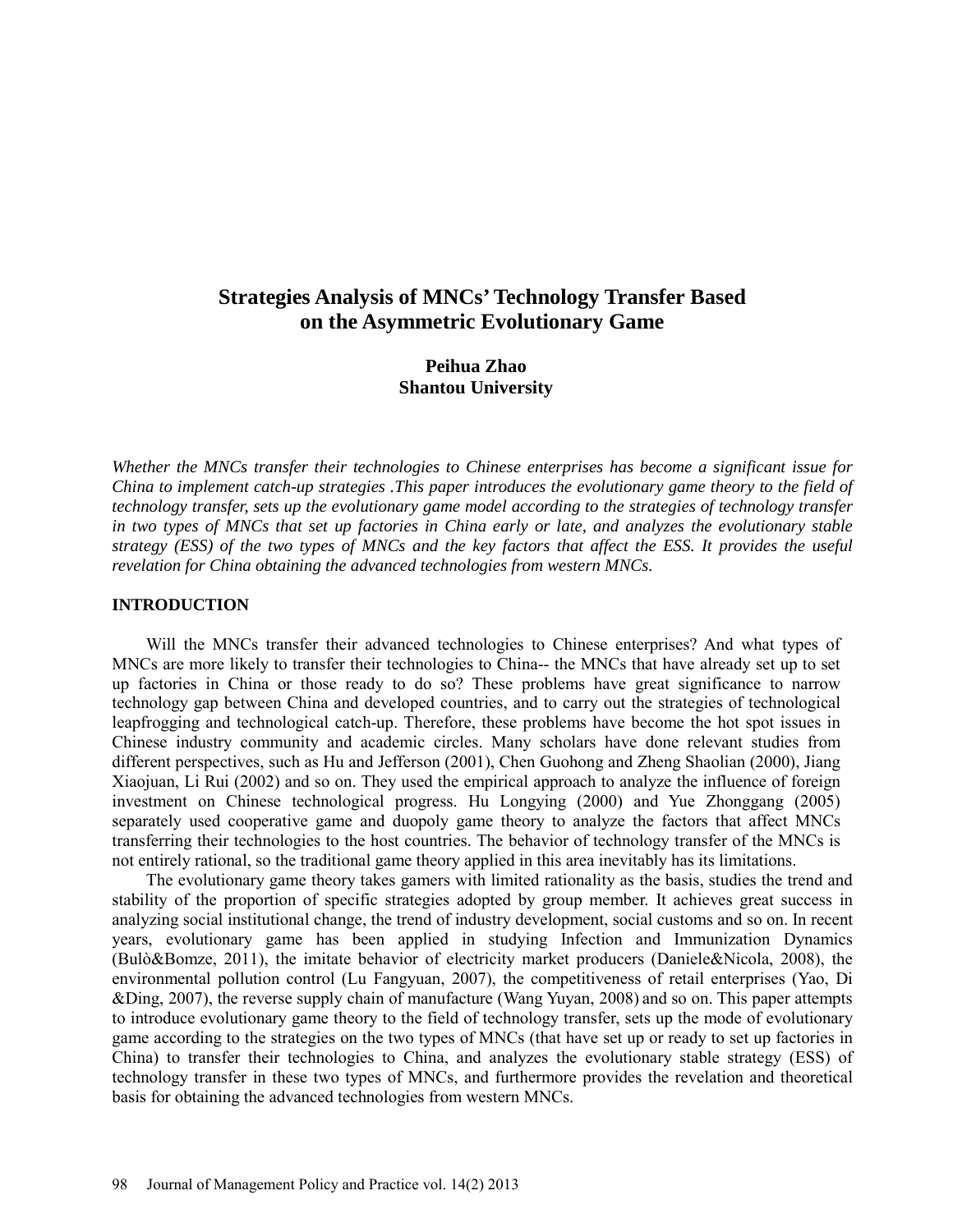# Strategies Analysis of MNCs' Technology Transfer Based on the Asymmetric Evolutionary Game

**Peihua Zhao**
**Shantou University**

*Whether the MNCs transfer their technologies to Chinese enterprises has become a significant issue for China to implement catch-up strategies .This paper introduces the evolutionary game theory to the field of technology transfer, sets up the evolutionary game model according to the strategies of technology transfer in two types of MNCs that set up factories in China early or late, and analyzes the evolutionary stable strategy (ESS) of the two types of MNCs and the key factors that affect the ESS. It provides the useful revelation for China obtaining the advanced technologies from western MNCs.*

## INTRODUCTION

Will the MNCs transfer their advanced technologies to Chinese enterprises? And what types of MNCs are more likely to transfer their technologies to China-- the MNCs that have already set up to set up factories in China or those ready to do so? These problems have great significance to narrow technology gap between China and developed countries, and to carry out the strategies of technological leapfrogging and technological catch-up. Therefore, these problems have become the hot spot issues in Chinese industry community and academic circles. Many scholars have done relevant studies from different perspectives, such as Hu and Jefferson (2001), Chen Guohong and Zheng Shaolian (2000), Jiang Xiaojuan, Li Rui (2002) and so on. They used the empirical approach to analyze the influence of foreign investment on Chinese technological progress. Hu Longying (2000) and Yue Zhonggang (2005) separately used cooperative game and duopoly game theory to analyze the factors that affect MNCs transferring their technologies to the host countries. The behavior of technology transfer of the MNCs is not entirely rational, so the traditional game theory applied in this area inevitably has its limitations.

The evolutionary game theory takes gamers with limited rationality as the basis, studies the trend and stability of the proportion of specific strategies adopted by group member. It achieves great success in analyzing social institutional change, the trend of industry development, social customs and so on. In recent years, evolutionary game has been applied in studying Infection and Immunization Dynamics (Bulò&Bomze, 2011), the imitate behavior of electricity market producers (Daniele&Nicola, 2008), the environmental pollution control (Lu Fangyuan, 2007), the competitiveness of retail enterprises (Yao, Di &Ding, 2007), the reverse supply chain of manufacture (Wang Yuyan, 2008) and so on. This paper attempts to introduce evolutionary game theory to the field of technology transfer, sets up the mode of evolutionary game according to the strategies on the two types of MNCs (that have set up or ready to set up factories in China) to transfer their technologies to China, and analyzes the evolutionary stable strategy (ESS) of technology transfer in these two types of MNCs, and furthermore provides the revelation and theoretical basis for obtaining the advanced technologies from western MNCs.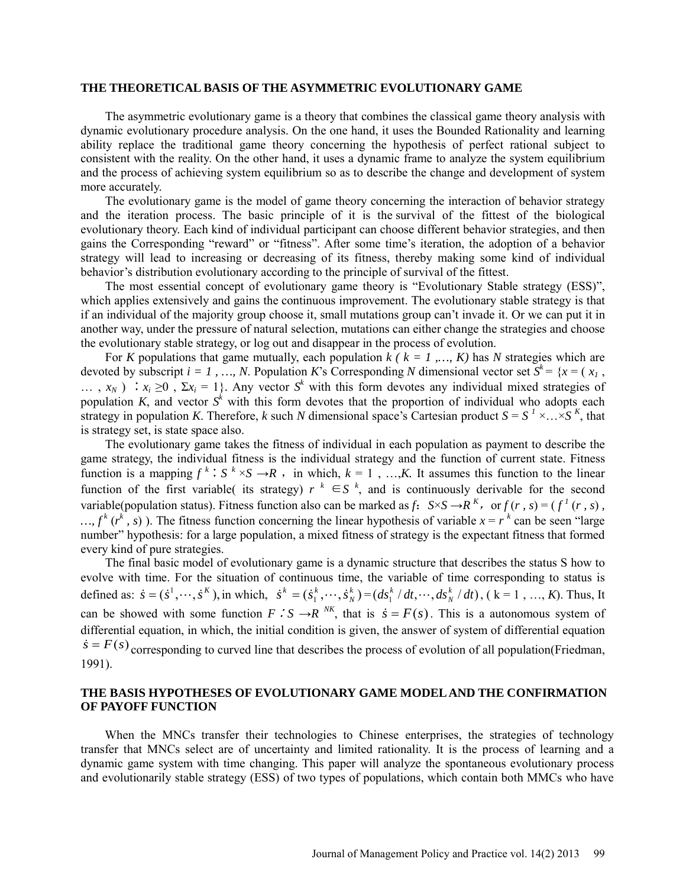## THE THEORETICAL BASIS OF THE ASYMMETRIC EVOLUTIONARY GAME

The asymmetric evolutionary game is a theory that combines the classical game theory analysis with dynamic evolutionary procedure analysis. On the one hand, it uses the Bounded Rationality and learning ability replace the traditional game theory concerning the hypothesis of perfect rational subject to consistent with the reality. On the other hand, it uses a dynamic frame to analyze the system equilibrium and the process of achieving system equilibrium so as to describe the change and development of system more accurately.

The evolutionary game is the model of game theory concerning the interaction of behavior strategy and the iteration process. The basic principle of it is the survival of the fittest of the biological evolutionary theory. Each kind of individual participant can choose different behavior strategies, and then gains the Corresponding "reward" or "fitness". After some time's iteration, the adoption of a behavior strategy will lead to increasing or decreasing of its fitness, thereby making some kind of individual behavior's distribution evolutionary according to the principle of survival of the fittest.

The most essential concept of evolutionary game theory is "Evolutionary Stable strategy (ESS)", which applies extensively and gains the continuous improvement. The evolutionary stable strategy is that if an individual of the majority group choose it, small mutations group can't invade it. Or we can put it in another way, under the pressure of natural selection, mutations can either change the strategies and choose the evolutionary stable strategy, or log out and disappear in the process of evolution.

For $K$ populations that game mutually, each population $k$ ( $k = 1 ,\ldots, K$) has $N$ strategies which are devoted by subscript $i = 1 , \ldots, N$. Population $K$'s Corresponding $N$ dimensional vector set $S^k = \{x = ( x_1 , \ldots , x_N ) \ : x_i \geq 0 \ , \Sigma x_i = 1\}$. Any vector $S^k$ with this form devotes any individual mixed strategies of population $K$, and vector $S^k$ with this form devotes that the proportion of individual who adopts each strategy in population $K$. Therefore, $k$ such $N$ dimensional space's Cartesian product $S = S^1 \times\ldots\times S^K$, that is strategy set, is state space also.

The evolutionary game takes the fitness of individual in each population as payment to describe the game strategy, the individual fitness is the individual strategy and the function of current state. Fitness function is a mapping $f^k : S^k \times S \to R$ , in which, $k = 1 , \ldots, K$. It assumes this function to the linear function of the first variable( its strategy) $r^k \in S^k$, and is continuously derivable for the second variable(population status). Fitness function also can be marked as $f$: $S\times S \to R^K$, or $f(r , s) = ( f^1 (r , s) , \ldots, f^k (r^k , s) )$. The fitness function concerning the linear hypothesis of variable $x = r^k$ can be seen "large number" hypothesis: for a large population, a mixed fitness of strategy is the expectant fitness that formed every kind of pure strategies.

The final basic model of evolutionary game is a dynamic structure that describes the status S how to evolve with time. For the situation of continuous time, the variable of time corresponding to status is defined as: $\dot{s} = (\dot{s}^1, \cdots, \dot{s}^K)$, in which, $\dot{s}^k = (\dot{s}_1^k, \cdots, \dot{s}_N^k) = (ds_1^k / dt, \cdots, ds_N^k / dt)$, ( $k = 1 , \ldots, K$). Thus, It can be showed with some function $F : S \to R^{NK}$, that is $\dot{s} = F(s)$. This is a autonomous system of differential equation, in which, the initial condition is given, the answer of system of differential equation $\dot{s} = F(s)$ corresponding to curved line that describes the process of evolution of all population(Friedman, 1991).

## THE BASIS HYPOTHESES OF EVOLUTIONARY GAME MODEL AND THE CONFIRMATION OF PAYOFF FUNCTION

When the MNCs transfer their technologies to Chinese enterprises, the strategies of technology transfer that MNCs select are of uncertainty and limited rationality. It is the process of learning and a dynamic game system with time changing. This paper will analyze the spontaneous evolutionary process and evolutionarily stable strategy (ESS) of two types of populations, which contain both MMCs who have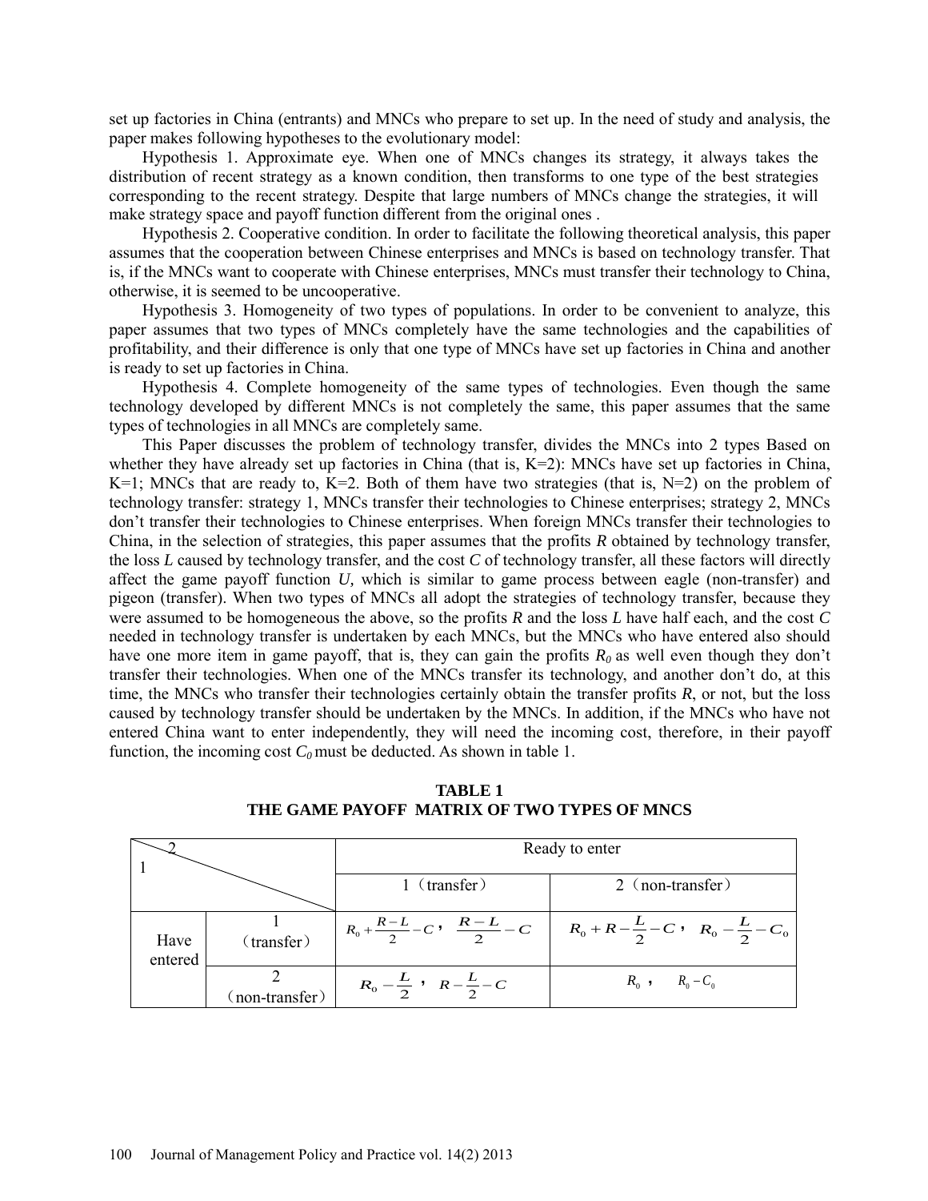set up factories in China (entrants) and MNCs who prepare to set up. In the need of study and analysis, the paper makes following hypotheses to the evolutionary model:

Hypothesis 1. Approximate eye. When one of MNCs changes its strategy, it always takes the distribution of recent strategy as a known condition, then transforms to one type of the best strategies corresponding to the recent strategy. Despite that large numbers of MNCs change the strategies, it will make strategy space and payoff function different from the original ones .

Hypothesis 2. Cooperative condition. In order to facilitate the following theoretical analysis, this paper assumes that the cooperation between Chinese enterprises and MNCs is based on technology transfer. That is, if the MNCs want to cooperate with Chinese enterprises, MNCs must transfer their technology to China, otherwise, it is seemed to be uncooperative.

Hypothesis 3. Homogeneity of two types of populations. In order to be convenient to analyze, this paper assumes that two types of MNCs completely have the same technologies and the capabilities of profitability, and their difference is only that one type of MNCs have set up factories in China and another is ready to set up factories in China.

Hypothesis 4. Complete homogeneity of the same types of technologies. Even though the same technology developed by different MNCs is not completely the same, this paper assumes that the same types of technologies in all MNCs are completely same.

This Paper discusses the problem of technology transfer, divides the MNCs into 2 types Based on whether they have already set up factories in China (that is, K=2): MNCs have set up factories in China, K=1; MNCs that are ready to, K=2. Both of them have two strategies (that is, N=2) on the problem of technology transfer: strategy 1, MNCs transfer their technologies to Chinese enterprises; strategy 2, MNCs don't transfer their technologies to Chinese enterprises. When foreign MNCs transfer their technologies to China, in the selection of strategies, this paper assumes that the profits $R$ obtained by technology transfer, the loss $L$ caused by technology transfer, and the cost $C$ of technology transfer, all these factors will directly affect the game payoff function $U$, which is similar to game process between eagle (non-transfer) and pigeon (transfer). When two types of MNCs all adopt the strategies of technology transfer, because they were assumed to be homogeneous the above, so the profits $R$ and the loss $L$ have half each, and the cost $C$ needed in technology transfer is undertaken by each MNCs, but the MNCs who have entered also should have one more item in game payoff, that is, they can gain the profits $R_0$ as well even though they don't transfer their technologies. When one of the MNCs transfer its technology, and another don't do, at this time, the MNCs who transfer their technologies certainly obtain the transfer profits $R$, or not, but the loss caused by technology transfer should be undertaken by the MNCs. In addition, if the MNCs who have not entered China want to enter independently, they will need the incoming cost, therefore, in their payoff function, the incoming cost $C_0$ must be deducted. As shown in table 1.

**TABLE 1**
**THE GAME PAYOFF MATRIX OF TWO TYPES OF MNCS**

| 1 \ 2 | | Ready to enter | |
|---|---|---|---|
| | | 1（transfer） | 2（non-transfer） |
| Have entered | 1（transfer） | $R_0+\frac{R-L}{2}-C$, $\frac{R-L}{2}-C$ | $R_0+R-\frac{L}{2}-C$, $R_0-\frac{L}{2}-C_0$ |
| | 2（non-transfer） | $R_0-\frac{L}{2}$, $R-\frac{L}{2}-C$ | $R_0$, $R_0-C_0$ |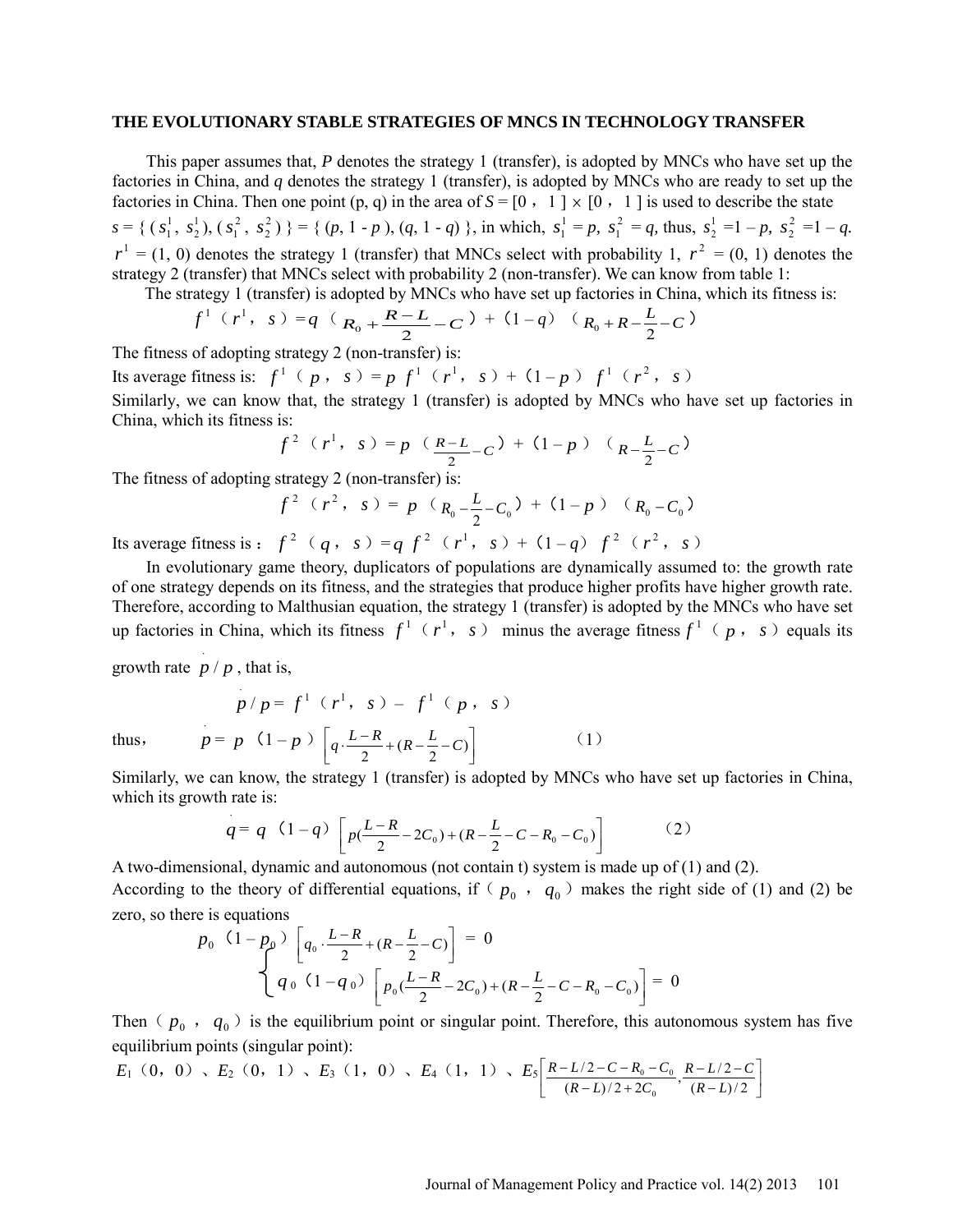### THE EVOLUTIONARY STABLE STRATEGIES OF MNCS IN TECHNOLOGY TRANSFER

This paper assumes that, *P* denotes the strategy 1 (transfer), is adopted by MNCs who have set up the factories in China, and *q* denotes the strategy 1 (transfer), is adopted by MNCs who are ready to set up the factories in China. Then one point (p, q) in the area of $S = [0 ,\ 1] \times [0 ,\ 1]$ is used to describe the state $s = \{ (s_1^1, s_2^1), (s_1^2, s_2^2) \} = \{ (p, 1 - p), (q, 1 - q) \}$, in which, $s_1^1 = p$, $s_1^2 = q$, thus, $s_2^1 = 1 - p$, $s_2^2 = 1 - q$. $r^1 = (1, 0)$ denotes the strategy 1 (transfer) that MNCs select with probability 1, $r^2 = (0, 1)$ denotes the strategy 2 (transfer) that MNCs select with probability 2 (non-transfer). We can know from table 1:

The strategy 1 (transfer) is adopted by MNCs who have set up factories in China, which its fitness is:

$$f^1(r^1,\ s) = q\left(R_0 + \frac{R-L}{2} - C\right) + (1-q)\left(R_0 + R - \frac{L}{2} - C\right)$$

The fitness of adopting strategy 2 (non-transfer) is:

Its average fitness is: $f^1(p,\ s) = p\, f^1(r^1,\ s) + (1-p)\, f^1(r^2,\ s)$

Similarly, we can know that, the strategy 1 (transfer) is adopted by MNCs who have set up factories in China, which its fitness is:

$$f^2(r^1,\ s) = p\left(\frac{R-L}{2} - C\right) + (1-p)\left(R - \frac{L}{2} - C\right)$$

The fitness of adopting strategy 2 (non-transfer) is:

$$f^2(r^2,\ s) = p\left(R_0 - \frac{L}{2} - C_0\right) + (1-p)\left(R_0 - C_0\right)$$

Its average fitness is : $f^2(q,\ s) = q\, f^2(r^1,\ s) + (1-q)\, f^2(r^2,\ s)$

In evolutionary game theory, duplicators of populations are dynamically assumed to: the growth rate of one strategy depends on its fitness, and the strategies that produce higher profits have higher growth rate. Therefore, according to Malthusian equation, the strategy 1 (transfer) is adopted by the MNCs who have set up factories in China, which its fitness $f^1(r^1,\ s)$ minus the average fitness $f^1(p,\ s)$ equals its growth rate $\dot{p}/p$, that is,

$$\dot{p}/p = f^1(r^1,\ s) - f^1(p,\ s)$$

thus,
$$\dot{p} = p\,(1-p)\left[q\cdot\frac{L-R}{2} + (R - \frac{L}{2} - C)\right] \qquad (1)$$

Similarly, we can know, the strategy 1 (transfer) is adopted by MNCs who have set up factories in China, which its growth rate is:

$$\dot{q} = q\,(1-q)\left[p(\frac{L-R}{2} - 2C_0) + (R - \frac{L}{2} - C - R_0 - C_0)\right] \qquad (2)$$

A two-dimensional, dynamic and autonomous (not contain t) system is made up of (1) and (2).

According to the theory of differential equations, if $(p_0,\ q_0)$ makes the right side of (1) and (2) be zero, so there is equations

$$\begin{cases} p_0\,(1-p_0)\left[q_0\cdot\frac{L-R}{2} + (R - \frac{L}{2} - C)\right] = 0 \\ q_0\,(1-q_0)\left[p_0(\frac{L-R}{2} - 2C_0) + (R - \frac{L}{2} - C - R_0 - C_0)\right] = 0 \end{cases}$$

Then $(p_0,\ q_0)$ is the equilibrium point or singular point. Therefore, this autonomous system has five equilibrium points (singular point):

$E_1(0,\ 0)$、$E_2(0,\ 1)$、$E_3(1,\ 0)$、$E_4(1,\ 1)$、$E_5\left[\frac{R-L/2-C-R_0-C_0}{(R-L)/2+2C_0}, \frac{R-L/2-C}{(R-L)/2}\right]$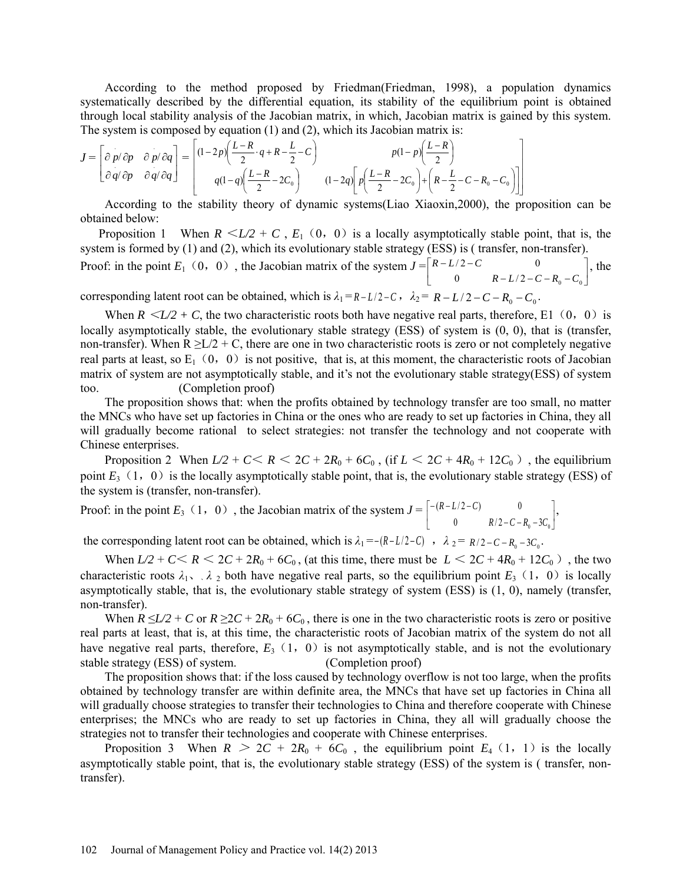According to the method proposed by Friedman(Friedman, 1998), a population dynamics systematically described by the differential equation, its stability of the equilibrium point is obtained through local stability analysis of the Jacobian matrix, in which, Jacobian matrix is gained by this system. The system is composed by equation (1) and (2), which its Jacobian matrix is:

$$J = \begin{bmatrix} \partial \dot{p}/\partial p & \partial \dot{p}/\partial q \\ \partial \dot{q}/\partial p & \partial \dot{q}/\partial q \end{bmatrix} = \begin{bmatrix} (1-2p)\left(\frac{L-R}{2}\cdot q + R - \frac{L}{2} - C\right) & p(1-p)\left(\frac{L-R}{2}\right) \\ q(1-q)\left(\frac{L-R}{2} - 2C_0\right) & (1-2q)\left[p\left(\frac{L-R}{2} - 2C_0\right) + \left(R - \frac{L}{2} - C - R_0 - C_0\right)\right] \end{bmatrix}$$

According to the stability theory of dynamic systems(Liao Xiaoxin,2000), the proposition can be obtained below:

Proposition 1 When $R < L/2 + C$ , $E_1$（0，0）is a locally asymptotically stable point, that is, the system is formed by (1) and (2), which its evolutionary stable strategy (ESS) is ( transfer, non-transfer).

Proof: in the point $E_1$（0，0）, the Jacobian matrix of the system $J = \begin{bmatrix} R - L/2 - C & 0 \\ 0 & R - L/2 - C - R_0 - C_0 \end{bmatrix}$, the corresponding latent root can be obtained, which is $\lambda_1 = R - L/2 - C$，$\lambda_2 = R - L/2 - C - R_0 - C_0$.

When $R < L/2 + C$, the two characteristic roots both have negative real parts, therefore, E1（0，0）is locally asymptotically stable, the evolutionary stable strategy (ESS) of system is (0, 0), that is (transfer, non-transfer). When $R \geq L/2 + C$, there are one in two characteristic roots is zero or not completely negative real parts at least, so $E_1$（0，0）is not positive, that is, at this moment, the characteristic roots of Jacobian matrix of system are not asymptotically stable, and it's not the evolutionary stable strategy(ESS) of system too. (Completion proof)

The proposition shows that: when the profits obtained by technology transfer are too small, no matter the MNCs who have set up factories in China or the ones who are ready to set up factories in China, they all will gradually become rational to select strategies: not transfer the technology and not cooperate with Chinese enterprises.

Proposition 2 When $L/2 + C < R < 2C + 2R_0 + 6C_0$ , (if $L < 2C + 4R_0 + 12C_0$ ) , the equilibrium point $E_3$（1，0）is the locally asymptotically stable point, that is, the evolutionary stable strategy (ESS) of the system is (transfer, non-transfer).

Proof: in the point $E_3$（1，0）, the Jacobian matrix of the system $J = \begin{bmatrix} -(R - L/2 - C) & 0 \\ 0 & R/2 - C - R_0 - 3C_0 \end{bmatrix}$, the corresponding latent root can be obtained, which is $\lambda_1 = -(R - L/2 - C)$ ，$\lambda_2 = R/2 - C - R_0 - 3C_0$.

When $L/2 + C < R < 2C + 2R_0 + 6C_0$ , (at this time, there must be $L < 2C + 4R_0 + 12C_0$ ) , the two characteristic roots $\lambda_1$、$\lambda_2$ both have negative real parts, so the equilibrium point $E_3$（1，0）is locally asymptotically stable, that is, the evolutionary stable strategy of system (ESS) is (1, 0), namely (transfer, non-transfer).

When $R \leq L/2 + C$ or $R \geq 2C + 2R_0 + 6C_0$ , there is one in the two characteristic roots is zero or positive real parts at least, that is, at this time, the characteristic roots of Jacobian matrix of the system do not all have negative real parts, therefore, $E_3$（1，0）is not asymptotically stable, and is not the evolutionary stable strategy (ESS) of system. (Completion proof)

The proposition shows that: if the loss caused by technology overflow is not too large, when the profits obtained by technology transfer are within definite area, the MNCs that have set up factories in China all will gradually choose strategies to transfer their technologies to China and therefore cooperate with Chinese enterprises; the MNCs who are ready to set up factories in China, they all will gradually choose the strategies not to transfer their technologies and cooperate with Chinese enterprises.

Proposition 3 When $R > 2C + 2R_0 + 6C_0$ , the equilibrium point $E_4$（1，1）is the locally asymptotically stable point, that is, the evolutionary stable strategy (ESS) of the system is ( transfer, non-transfer).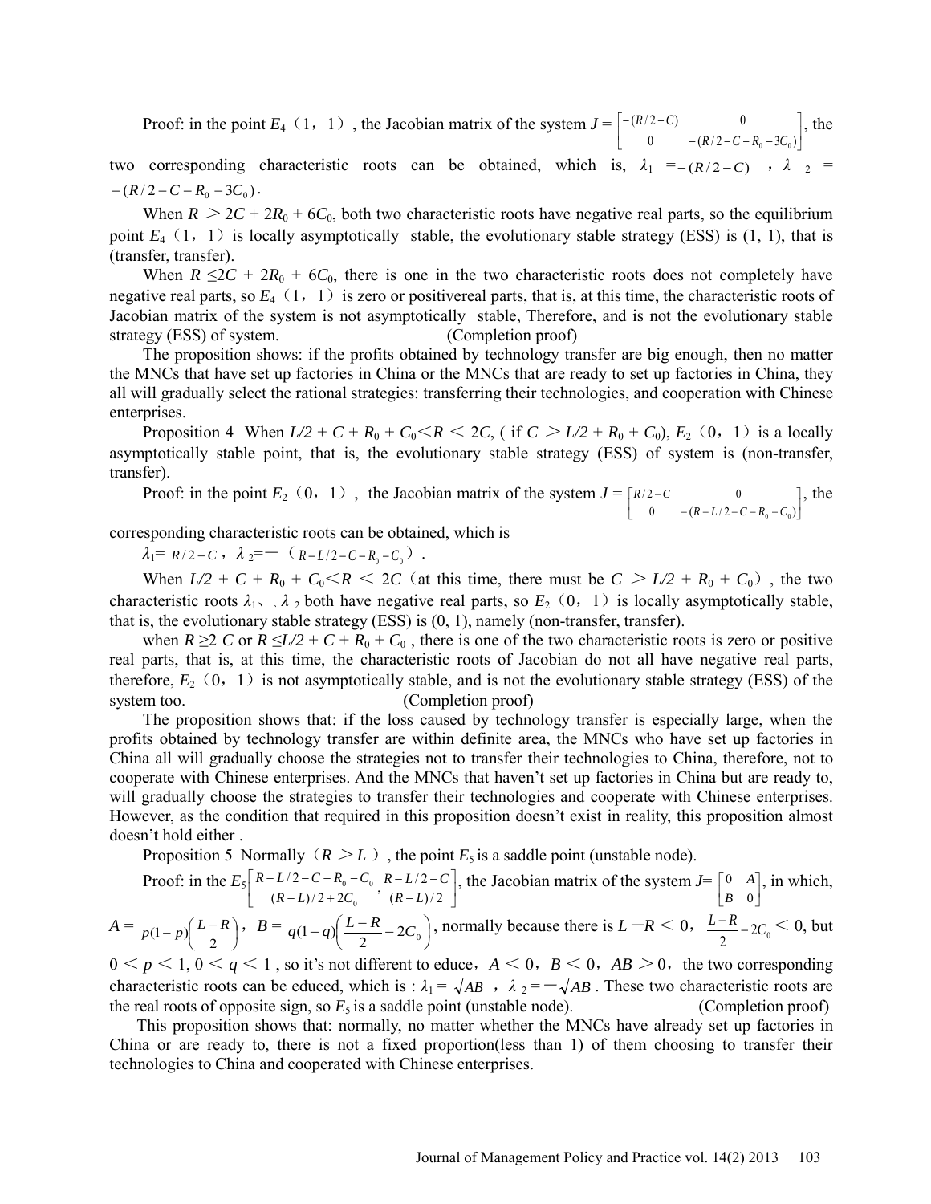Proof: in the point $E_4$（1，1）, the Jacobian matrix of the system $J = \begin{bmatrix} -(R/2-C) & 0 \\ 0 & -(R/2-C-R_0-3C_0) \end{bmatrix}$, the two corresponding characteristic roots can be obtained, which is, $\lambda_1 = -(R/2-C)$ ，$\lambda_2 = -(R/2-C-R_0-3C_0)$.

When $R > 2C + 2R_0 + 6C_0$, both two characteristic roots have negative real parts, so the equilibrium point $E_4$（1，1）is locally asymptotically stable, the evolutionary stable strategy (ESS) is (1, 1), that is (transfer, transfer).

When $R \leq 2C + 2R_0 + 6C_0$, there is one in the two characteristic roots does not completely have negative real parts, so $E_4$（1，1）is zero or positivereal parts, that is, at this time, the characteristic roots of Jacobian matrix of the system is not asymptotically stable, Therefore, and is not the evolutionary stable strategy (ESS) of system. (Completion proof)

The proposition shows: if the profits obtained by technology transfer are big enough, then no matter the MNCs that have set up factories in China or the MNCs that are ready to set up factories in China, they all will gradually select the rational strategies: transferring their technologies, and cooperation with Chinese enterprises.

Proposition 4 When $L/2 + C + R_0 + C_0 < R < 2C$, ( if $C > L/2 + R_0 + C_0$), $E_2$（0，1）is a locally asymptotically stable point, that is, the evolutionary stable strategy (ESS) of system is (non-transfer, transfer).

Proof: in the point $E_2$（0，1）, the Jacobian matrix of the system $J = \begin{bmatrix} R/2-C & 0 \\ 0 & -(R-L/2-C-R_0-C_0) \end{bmatrix}$, the corresponding characteristic roots can be obtained, which is

$\lambda_1 = R/2-C$，$\lambda_2 = -（R-L/2-C-R_0-C_0）$.

When $L/2 + C + R_0 + C_0 < R < 2C$（at this time, there must be $C > L/2 + R_0 + C_0$）, the two characteristic roots $\lambda_1$、$\lambda_2$ both have negative real parts, so $E_2$（0，1）is locally asymptotically stable, that is, the evolutionary stable strategy (ESS) is (0, 1), namely (non-transfer, transfer).

when $R \geq 2C$ or $R \leq L/2 + C + R_0 + C_0$, there is one of the two characteristic roots is zero or positive real parts, that is, at this time, the characteristic roots of Jacobian do not all have negative real parts, therefore, $E_2$（0，1）is not asymptotically stable, and is not the evolutionary stable strategy (ESS) of the system too. (Completion proof)

The proposition shows that: if the loss caused by technology transfer is especially large, when the profits obtained by technology transfer are within definite area, the MNCs who have set up factories in China all will gradually choose the strategies not to transfer their technologies to China, therefore, not to cooperate with Chinese enterprises. And the MNCs that haven't set up factories in China but are ready to, will gradually choose the strategies to transfer their technologies and cooperate with Chinese enterprises. However, as the condition that required in this proposition doesn't exist in reality, this proposition almost doesn't hold either .

Proposition 5 Normally（$R > L$）, the point $E_5$ is a saddle point (unstable node).

Proof: in the $E_5\left[\frac{R-L/2-C-R_0-C_0}{(R-L)/2+2C_0}, \frac{R-L/2-C}{(R-L)/2}\right]$, the Jacobian matrix of the system $J = \begin{bmatrix} 0 & A \\ B & 0 \end{bmatrix}$, in which, $A = p(1-p)\left(\frac{L-R}{2}\right)$，$B = q(1-q)\left(\frac{L-R}{2} - 2C_0\right)$, normally because there is $L - R < 0$，$\frac{L-R}{2} - 2C_0 < 0$, but $0 < p < 1$, $0 < q < 1$ , so it's not different to educe，$A < 0$，$B < 0$，$AB > 0$，the two corresponding characteristic roots can be educed, which is : $\lambda_1 = \sqrt{AB}$ ，$\lambda_2 = -\sqrt{AB}$. These two characteristic roots are the real roots of opposite sign, so $E_5$ is a saddle point (unstable node). (Completion proof)

This proposition shows that: normally, no matter whether the MNCs have already set up factories in China or are ready to, there is not a fixed proportion(less than 1) of them choosing to transfer their technologies to China and cooperated with Chinese enterprises.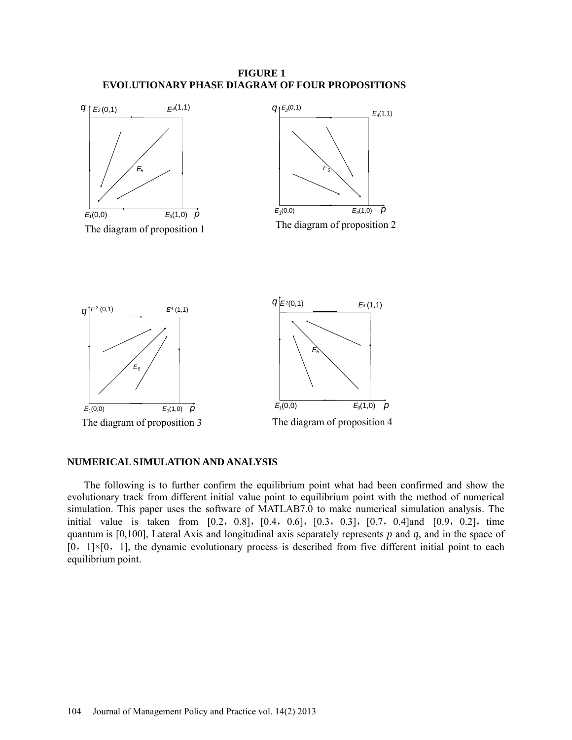**FIGURE 1**
**EVOLUTIONARY PHASE DIAGRAM OF FOUR PROPOSITIONS**

The diagram of proposition 1

The diagram of proposition 2

The diagram of proposition 3

The diagram of proposition 4

## NUMERICAL SIMULATION AND ANALYSIS

The following is to further confirm the equilibrium point what had been confirmed and show the evolutionary track from different initial value point to equilibrium point with the method of numerical simulation. This paper uses the software of MATLAB7.0 to make numerical simulation analysis. The initial value is taken from [0.2，0.8]，[0.4，0.6]，[0.3，0.3]，[0.7，0.4]and [0.9，0.2]，time quantum is [0,100], Lateral Axis and longitudinal axis separately represents $p$ and $q$, and in the space of [0，1]×[0，1], the dynamic evolutionary process is described from five different initial point to each equilibrium point.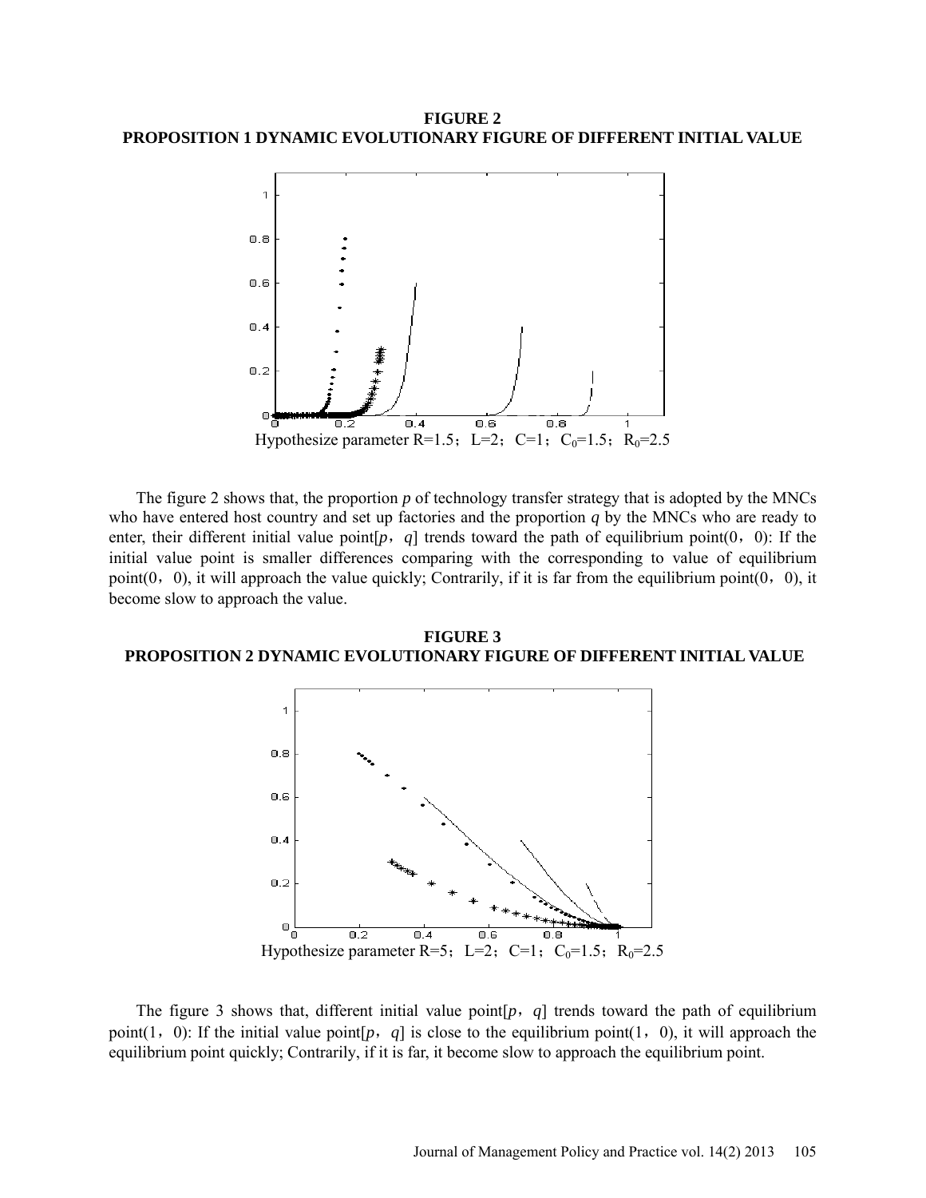**FIGURE 2**
**PROPOSITION 1 DYNAMIC EVOLUTIONARY FIGURE OF DIFFERENT INITIAL VALUE**

Hypothesize parameter R=1.5；L=2；C=1；$C_0$=1.5；$R_0$=2.5

The figure 2 shows that, the proportion *p* of technology transfer strategy that is adopted by the MNCs who have entered host country and set up factories and the proportion *q* by the MNCs who are ready to enter, their different initial value point[*p*，*q*] trends toward the path of equilibrium point(0，0): If the initial value point is smaller differences comparing with the corresponding to value of equilibrium point(0，0), it will approach the value quickly; Contrarily, if it is far from the equilibrium point(0，0), it become slow to approach the value.

**FIGURE 3**
**PROPOSITION 2 DYNAMIC EVOLUTIONARY FIGURE OF DIFFERENT INITIAL VALUE**

Hypothesize parameter R=5；L=2；C=1；$C_0$=1.5；$R_0$=2.5

The figure 3 shows that, different initial value point[*p*，*q*] trends toward the path of equilibrium point(1，0): If the initial value point[*p*，*q*] is close to the equilibrium point(1，0), it will approach the equilibrium point quickly; Contrarily, if it is far, it become slow to approach the equilibrium point.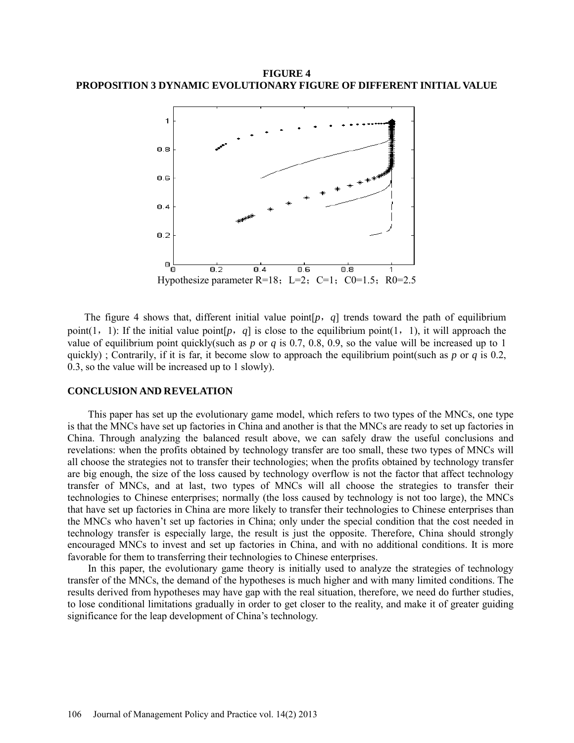**FIGURE 4**
**PROPOSITION 3 DYNAMIC EVOLUTIONARY FIGURE OF DIFFERENT INITIAL VALUE**

Hypothesize parameter R=18；L=2；C=1；C0=1.5；R0=2.5

The figure 4 shows that, different initial value point[$p$，$q$] trends toward the path of equilibrium point(1，1): If the initial value point[$p$，$q$] is close to the equilibrium point(1，1), it will approach the value of equilibrium point quickly(such as $p$ or $q$ is 0.7, 0.8, 0.9, so the value will be increased up to 1 quickly) ; Contrarily, if it is far, it become slow to approach the equilibrium point(such as $p$ or $q$ is 0.2, 0.3, so the value will be increased up to 1 slowly).

## CONCLUSION AND REVELATION

This paper has set up the evolutionary game model, which refers to two types of the MNCs, one type is that the MNCs have set up factories in China and another is that the MNCs are ready to set up factories in China. Through analyzing the balanced result above, we can safely draw the useful conclusions and revelations: when the profits obtained by technology transfer are too small, these two types of MNCs will all choose the strategies not to transfer their technologies; when the profits obtained by technology transfer are big enough, the size of the loss caused by technology overflow is not the factor that affect technology transfer of MNCs, and at last, two types of MNCs will all choose the strategies to transfer their technologies to Chinese enterprises; normally (the loss caused by technology is not too large), the MNCs that have set up factories in China are more likely to transfer their technologies to Chinese enterprises than the MNCs who haven't set up factories in China; only under the special condition that the cost needed in technology transfer is especially large, the result is just the opposite. Therefore, China should strongly encouraged MNCs to invest and set up factories in China, and with no additional conditions. It is more favorable for them to transferring their technologies to Chinese enterprises.

In this paper, the evolutionary game theory is initially used to analyze the strategies of technology transfer of the MNCs, the demand of the hypotheses is much higher and with many limited conditions. The results derived from hypotheses may have gap with the real situation, therefore, we need do further studies, to lose conditional limitations gradually in order to get closer to the reality, and make it of greater guiding significance for the leap development of China's technology.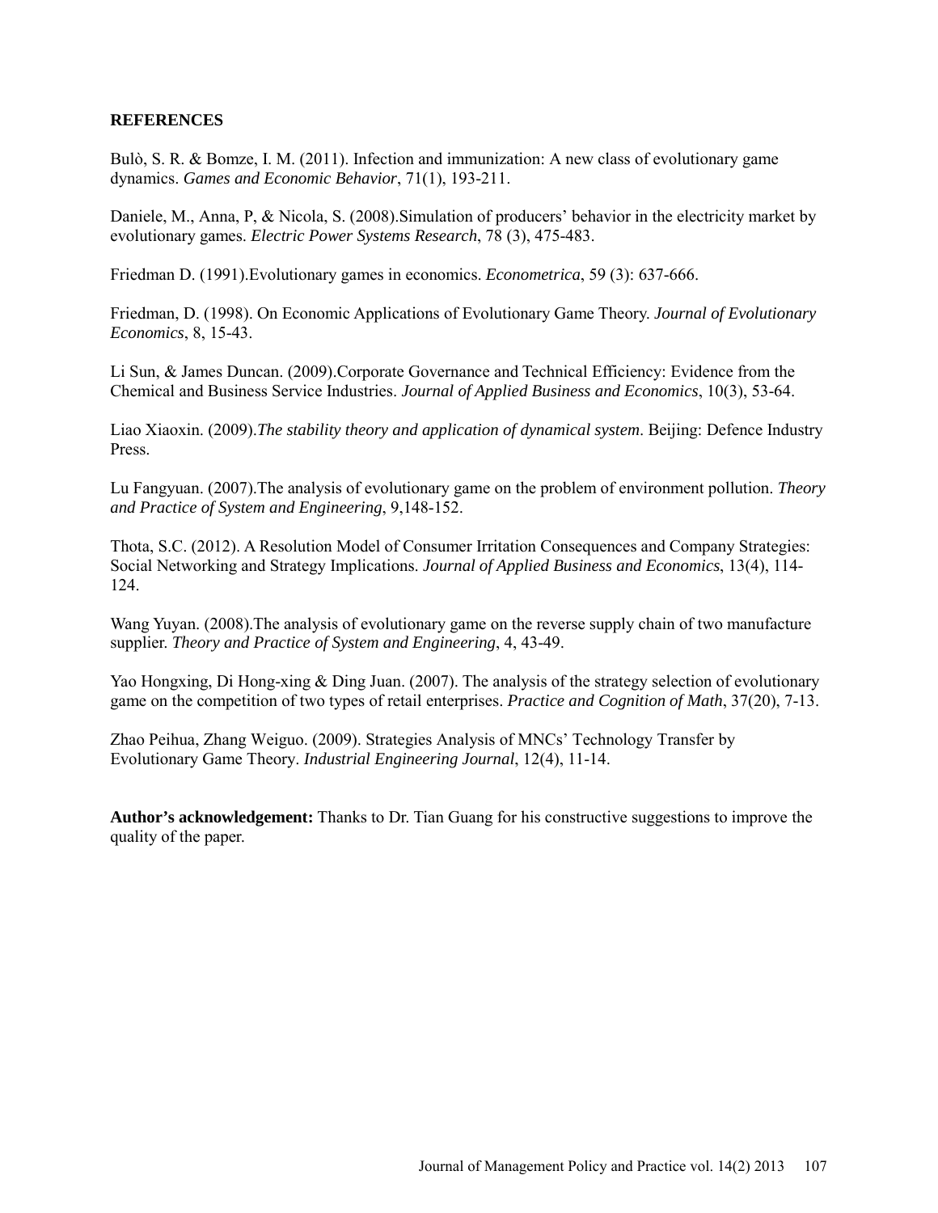**REFERENCES**

Bulò, S. R. & Bomze, I. M. (2011). Infection and immunization: A new class of evolutionary game dynamics. *Games and Economic Behavior*, 71(1), 193-211.

Daniele, M., Anna, P, & Nicola, S. (2008).Simulation of producers' behavior in the electricity market by evolutionary games. *Electric Power Systems Research*, 78 (3), 475-483.

Friedman D. (1991).Evolutionary games in economics. *Econometrica*, 59 (3): 637-666.

Friedman, D. (1998). On Economic Applications of Evolutionary Game Theory. *Journal of Evolutionary Economics*, 8, 15-43.

Li Sun, & James Duncan. (2009).Corporate Governance and Technical Efficiency: Evidence from the Chemical and Business Service Industries. *Journal of Applied Business and Economics*, 10(3), 53-64.

Liao Xiaoxin. (2009).*The stability theory and application of dynamical system*. Beijing: Defence Industry Press.

Lu Fangyuan. (2007).The analysis of evolutionary game on the problem of environment pollution. *Theory and Practice of System and Engineering*, 9,148-152.

Thota, S.C. (2012). A Resolution Model of Consumer Irritation Consequences and Company Strategies: Social Networking and Strategy Implications. *Journal of Applied Business and Economics*, 13(4), 114-124.

Wang Yuyan. (2008).The analysis of evolutionary game on the reverse supply chain of two manufacture supplier. *Theory and Practice of System and Engineering*, 4, 43-49.

Yao Hongxing, Di Hong-xing & Ding Juan. (2007). The analysis of the strategy selection of evolutionary game on the competition of two types of retail enterprises. *Practice and Cognition of Math*, 37(20), 7-13.

Zhao Peihua, Zhang Weiguo. (2009). Strategies Analysis of MNCs' Technology Transfer by Evolutionary Game Theory. *Industrial Engineering Journal*, 12(4), 11-14.

**Author's acknowledgement:** Thanks to Dr. Tian Guang for his constructive suggestions to improve the quality of the paper.